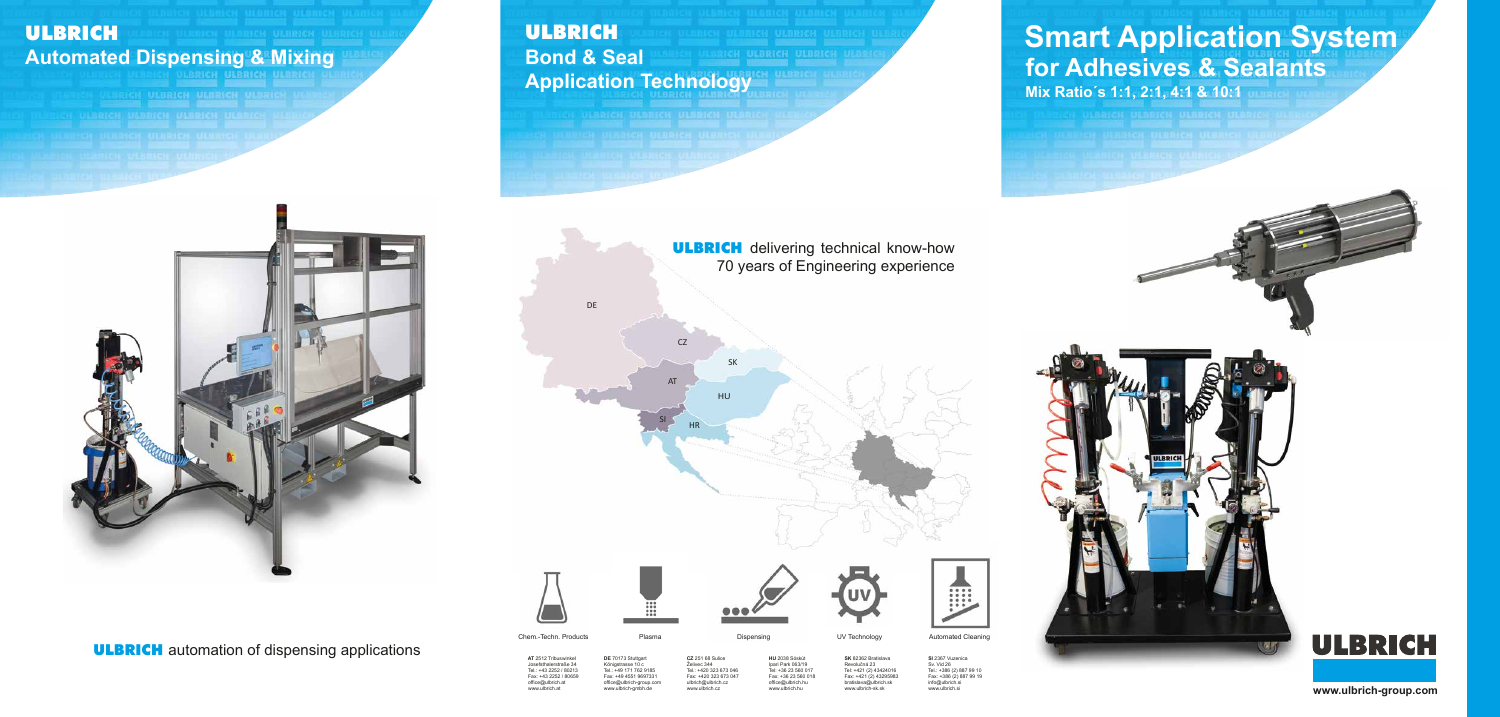# ULBRICH
## Automated Dispensing & Mixing

**ULBRICH** automation of dispensing applications

# ULBRICH
## Bond & Seal Application Technology

**ULBRICH** delivering technical know-how
70 years of Engineering experience

DE
CZ
SK
AT
HU
SI
HR

Chem.-Techn. Products

Plasma

Dispensing

UV Technology

Automated Cleaning

**AT** 2512 Tribuswinkel
Josefsthalerstraße 34
Tel.: +43 2252 / 80213
Fax: +43 2252 / 80658
office@ulbrich.at
www.ulbrich.at

**DE** 70173 Stuttgart
Königstrasse 10 c
Tel.: +49 171 762 9185
Fax: +49 4551 9697331
office@ulbrich-group.com
www.ulbrich-gmbh.de

**CZ** 251 68 Sulice
Želivec 344
Tel.: +420 323 673 046
Fax: +420 323 673 047
ulbrich@ulbrich.cz
www.ulbrich.cz

**HU** 2038 Sóskút
Ipari Park 063/19
Tel: +36 23 560 017
Fax: +36 23 560 018
office@ulbrich.hu
www.ulbrich.hu

**SK** 82362 Bratislava
Revolučná 23
Tel.: +421 (2) 43424016
Fax: +421 (2) 43285963
bratislava@ulbrich.sk
www.ulbrich-ek.sk

**SI** 2367 Vuzenica
Sv. Vid 26
Tel.: +386 (2) 887 99 10
Fax: +386 (2) 887 99 19
info@ulbrich.si
www.ulbrich.si

# Smart Application System for Adhesives & Sealants
**Mix Ratio´s 1:1, 2:1, 4:1 & 10:1**

ULBRICH

www.ulbrich-group.com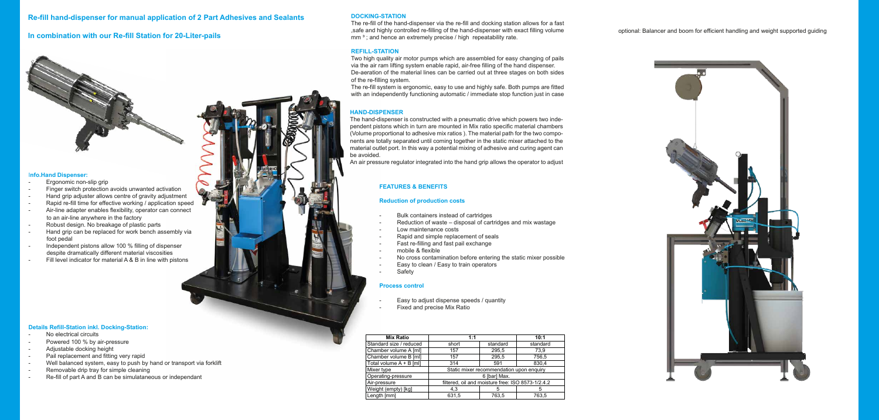## Re-fill hand-dispenser for manual application of 2 Part Adhesives and Sealants

## In combination with our Re-fill Station for 20-Liter-pails

### Info.Hand Dispenser:

- Ergonomic non-slip grip
- Finger switch protection avoids unwanted activation
- Hand grip adjuster allows centre of gravity adjustment
- Rapid re-fill time for effective working / application speed
- Air-line adapter enables flexibility, operator can connect to an air-line anywhere in the factory
- Robust design. No breakage of plastic parts
- Hand grip can be replaced for work bench assembly via foot pedal
- Independent pistons allow 100 % filling of dispenser despite dramatically different material viscosities
- Fill level indicator for material A & B in line with pistons

### Details Refill-Station inkl. Docking-Station:

- No electrical circuits
- Powered 100 % by air-pressure
- Adjustable docking height
- Pail replacement and fitting very rapid
- Well balanced system, easy to push by hand or transport via forklift
- Removable drip tray for simple cleaning
- Re-fill of part A and B can be simulataneous or independant

### DOCKING-STATION

The re-fill of the hand-dispenser via the re-fill and docking station allows for a fast ,safe and highly controlled re-filling of the hand-dispenser with exact filling volume mm ³ ; and hence an extremely precise / high repeatability rate.

### REFILL-STATION

Two high quality air motor pumps which are assembled for easy changing of pails via the air ram lifting system enable rapid, air-free filling of the hand dispenser. De-aeration of the material lines can be carried out at three stages on both sides of the re-filling system.

The re-fill system is ergonomic, easy to use and highly safe. Both pumps are fitted with an independently functioning automatic / immediate stop function just in case

### HAND-DISPENSER

The hand-dispenser is constructed with a pneumatic drive which powers two independent pistons which in turn are mounted in Mix ratio specific material chambers (Volume proportional to adhesive mix ratios ). The material path for the two components are totally separated until coming together in the static mixer attached to the material outlet port. In this way a potential mixing of adhesive and curing agent can be avoided.

An air pressure regulator integrated into the hand grip allows the operator to adjust

### FEATURES & BENEFITS

#### Reduction of production costs

- Bulk containers instead of cartridges
- Reduction of waste – disposal of cartridges and mix wastage
- Low maintenance costs
- Rapid and simple replacement of seals
- Fast re-filling and fast pail exchange
- mobile & flexible
- No cross contamination before entering the static mixer possible
- Easy to clean / Easy to train operators
- Safety

#### Process control

- Easy to adjust dispense speeds / quantity
- Fixed and precise Mix Ratio

| Mix Ratio | 1:1 | | 10:1 |
|---|---|---|---|
| Standard size / reduced | short | standard | standard |
| Chamber volume A [ml] | 157 | 295,5 | 73,9 |
| Chamber volume B [ml] | 157 | 295,5 | 756,5 |
| Total volume A + B [ml] | 314 | 591 | 830,4 |
| Mixer type | Static mixer recommendation upon enquiry | | |
| Operating-pressure | 6 [bar] Max. | | |
| Air-pressure | filtered, oil and moisture free: ISO 8573-1/2.4.2 | | |
| Weight (empty) [kg] | 4,3 | 5 | 5 |
| Length [mm] | 631,5 | 763,5 | 763,5 |

optional: Balancer and boom for efficient handling and weight supported guiding